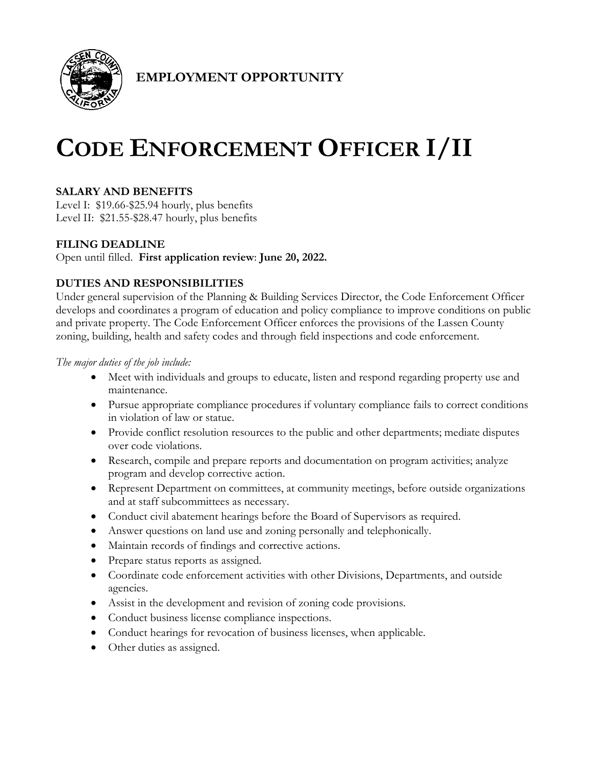**EMPLOYMENT OPPORTUNITY**

# CODE ENFORCEMENT OFFICER I/II

## SALARY AND BENEFITS

Level I: $19.66-$25.94 hourly, plus benefits
Level II: $21.55-$28.47 hourly, plus benefits

## FILING DEADLINE

Open until filled. **First application review**: **June 20, 2022.**

## DUTIES AND RESPONSIBILITIES

Under general supervision of the Planning & Building Services Director, the Code Enforcement Officer develops and coordinates a program of education and policy compliance to improve conditions on public and private property. The Code Enforcement Officer enforces the provisions of the Lassen County zoning, building, health and safety codes and through field inspections and code enforcement.

*The major duties of the job include:*

- Meet with individuals and groups to educate, listen and respond regarding property use and maintenance.
- Pursue appropriate compliance procedures if voluntary compliance fails to correct conditions in violation of law or statue.
- Provide conflict resolution resources to the public and other departments; mediate disputes over code violations.
- Research, compile and prepare reports and documentation on program activities; analyze program and develop corrective action.
- Represent Department on committees, at community meetings, before outside organizations and at staff subcommittees as necessary.
- Conduct civil abatement hearings before the Board of Supervisors as required.
- Answer questions on land use and zoning personally and telephonically.
- Maintain records of findings and corrective actions.
- Prepare status reports as assigned.
- Coordinate code enforcement activities with other Divisions, Departments, and outside agencies.
- Assist in the development and revision of zoning code provisions.
- Conduct business license compliance inspections.
- Conduct hearings for revocation of business licenses, when applicable.
- Other duties as assigned.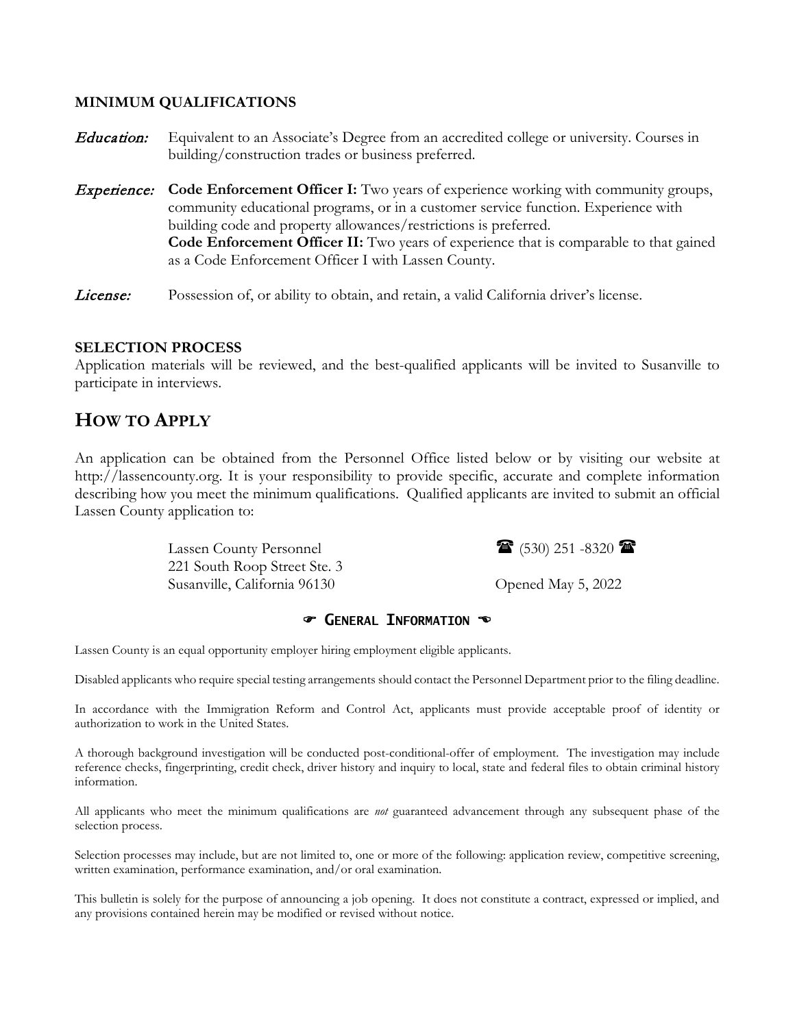### MINIMUM QUALIFICATIONS

***Education:*** Equivalent to an Associate's Degree from an accredited college or university. Courses in building/construction trades or business preferred.

***Experience:*** **Code Enforcement Officer I:** Two years of experience working with community groups, community educational programs, or in a customer service function. Experience with building code and property allowances/restrictions is preferred.
**Code Enforcement Officer II:** Two years of experience that is comparable to that gained as a Code Enforcement Officer I with Lassen County.

***License:*** Possession of, or ability to obtain, and retain, a valid California driver's license.

### SELECTION PROCESS

Application materials will be reviewed, and the best-qualified applicants will be invited to Susanville to participate in interviews.

## HOW TO APPLY

An application can be obtained from the Personnel Office listed below or by visiting our website at http://lassencounty.org. It is your responsibility to provide specific, accurate and complete information describing how you meet the minimum qualifications. Qualified applicants are invited to submit an official Lassen County application to:

Lassen County Personnel
221 South Roop Street Ste. 3
Susanville, California 96130

☎ (530) 251 -8320 ☎

Opened May 5, 2022

### ☛ GENERAL INFORMATION ☚

Lassen County is an equal opportunity employer hiring employment eligible applicants.

Disabled applicants who require special testing arrangements should contact the Personnel Department prior to the filing deadline.

In accordance with the Immigration Reform and Control Act, applicants must provide acceptable proof of identity or authorization to work in the United States.

A thorough background investigation will be conducted post-conditional-offer of employment. The investigation may include reference checks, fingerprinting, credit check, driver history and inquiry to local, state and federal files to obtain criminal history information.

All applicants who meet the minimum qualifications are *not* guaranteed advancement through any subsequent phase of the selection process.

Selection processes may include, but are not limited to, one or more of the following: application review, competitive screening, written examination, performance examination, and/or oral examination.

This bulletin is solely for the purpose of announcing a job opening. It does not constitute a contract, expressed or implied, and any provisions contained herein may be modified or revised without notice.